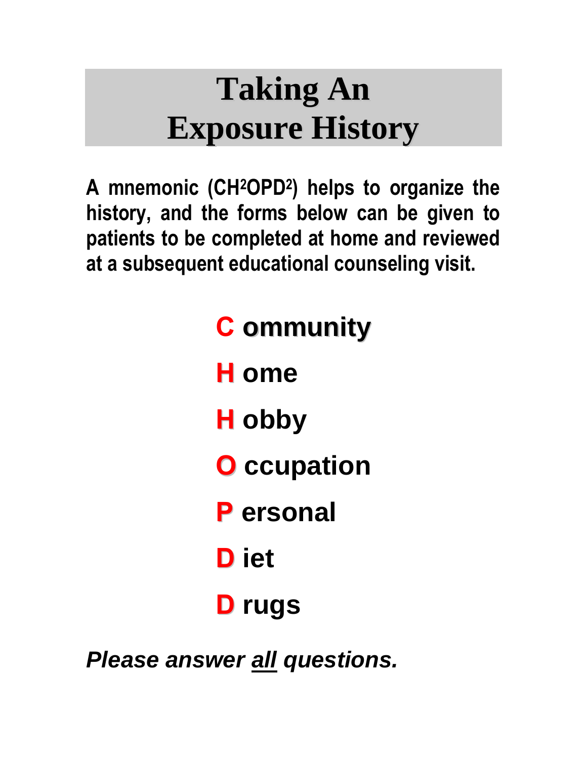# Taking An Exposure History

**A mnemonic ($CH^2OPD^2$) helps to organize the history, and the forms below can be given to patients to be completed at home and reviewed at a subsequent educational counseling visit.**

**C ommunity**

**H ome**

**H obby**

**O ccupation**

**P ersonal**

**D iet**

**D rugs**

***Please answer all questions.***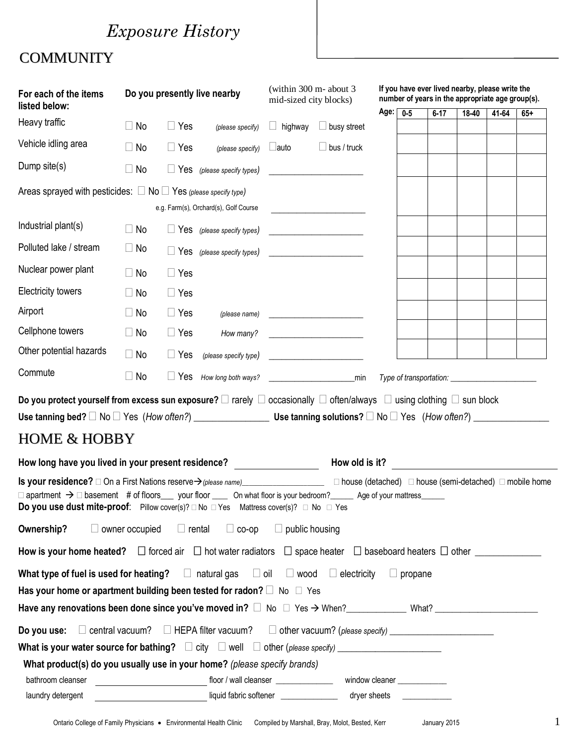# *Exposure History*

## COMMUNITY

| For each of the items listed below: | Do you presently live nearby | | (within 300 m- about 3 mid-sized city blocks) | | If you have ever lived nearby, please write the number of years in the appropriate age group(s). Age: 0-5 | 6-17 | 18-40 | 41-64 | 65+ |
|---|---|---|---|---|---|---|---|---|---|
| Heavy traffic | ☐ No | ☐ Yes *(please specify)* | ☐ highway | ☐ busy street | | | | | |
| Vehicle idling area | ☐ No | ☐ Yes *(please specify)* | ☐auto | ☐ bus / truck | | | | | |
| Dump site(s) | ☐ No | ☐ Yes *(please specify types)* | ____________________ | | | | | | |
| Areas sprayed with pesticides: | ☐ No | ☐ Yes *(please specify type)* e.g. Farm(s), Orchard(s), Golf Course | ____________________ | | | | | | |
| Industrial plant(s) | ☐ No | ☐ Yes *(please specify types)* | ____________________ | | | | | | |
| Polluted lake / stream | ☐ No | ☐ Yes *(please specify types)* | ____________________ | | | | | | |
| Nuclear power plant | ☐ No | ☐ Yes | | | | | | | |
| Electricity towers | ☐ No | ☐ Yes | | | | | | | |
| Airport | ☐ No | ☐ Yes *(please name)* | ____________________ | | | | | | |
| Cellphone towers | ☐ No | ☐ Yes *How many?* | ____________________ | | | | | | |
| Other potential hazards | ☐ No | ☐ Yes *(please specify type)* | ____________________ | | | | | | |

Commute ☐ No ☐ Yes *How long both ways?* ____________________min *Type of transportation:* ____________________

**Do you protect yourself from excess sun exposure?** ☐ rarely ☐ occasionally ☐ often/always ☐ using clothing ☐ sun block

**Use tanning bed?** ☐ No ☐ Yes (*How often?*) _______________ **Use tanning solutions?** ☐ No ☐ Yes (*How often?*) _______________

## HOME & HOBBY

**How long have you lived in your present residence?** _______________ **How old is it?** ____________________

**Is your residence?** ☐ On a First Nations reserve→ *(please name)*___________________ ☐ house (detached) ☐ house (semi-detached) ☐ mobile home ☐ apartment → ☐ basement # of floors___ your floor ____ On what floor is your bedroom?______ Age of your mattress______

**Do you use dust mite-proof**: Pillow cover(s)? ☐ No ☐ Yes Mattress cover(s)? ☐ No ☐ Yes

**Ownership?** ☐ owner occupied ☐ rental ☐ co-op ☐ public housing

**How is your home heated?** ☐ forced air ☐ hot water radiators ☐ space heater ☐ baseboard heaters ☐ other _____________

**What type of fuel is used for heating?** ☐ natural gas ☐ oil ☐ wood ☐ electricity ☐ propane

**Has your home or apartment building been tested for radon?** ☐ No ☐ Yes

**Have any renovations been done since you've moved in?** ☐ No ☐ Yes → When?_____________ What? ______________________

**Do you use:** ☐ central vacuum? ☐ HEPA filter vacuum? ☐ other vacuum? (*please specify*) ______________________

**What is your water source for bathing?** ☐ city ☐ well ☐ other (*please specify*) ______________________

**What product(s) do you usually use in your home?** *(please specify brands)*

bathroom cleanser ______________________ floor / wall cleanser _____________ window cleaner ___________

laundry detergent ______________________ liquid fabric softener _____________ dryer sheets ___________

Ontario College of Family Physicians • Environmental Health Clinic Compiled by Marshall, Bray, Molot, Bested, Kerr January 2015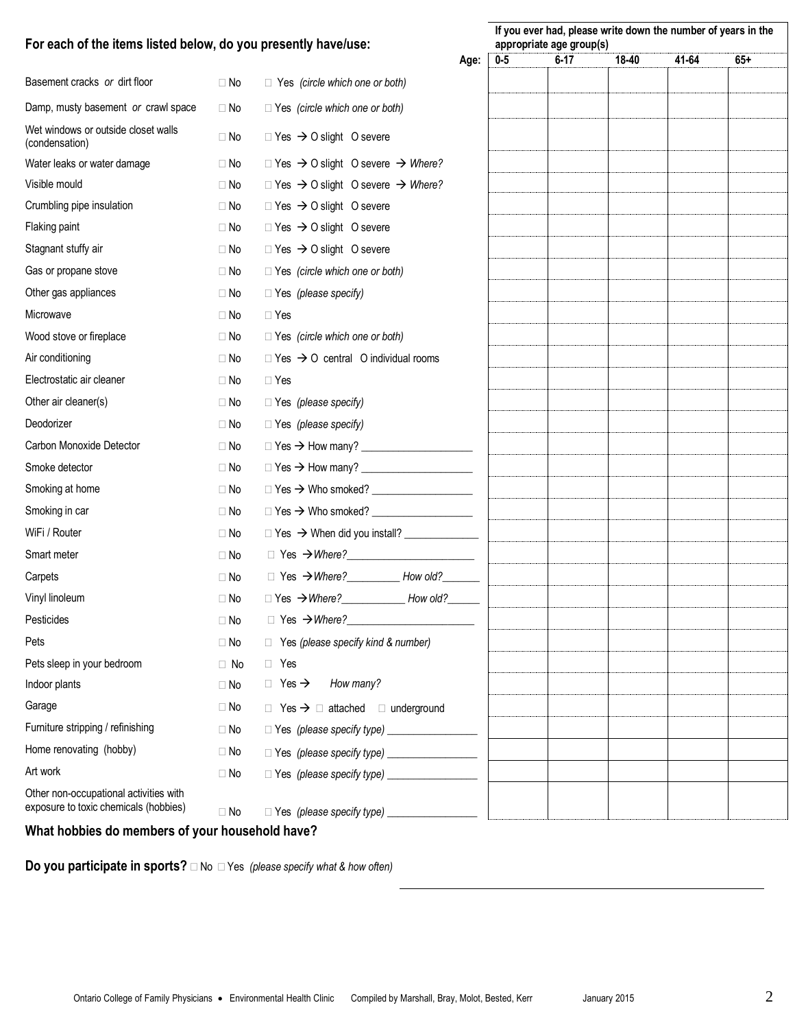| For each of the items listed below, do you presently have/use: | | | If you ever had, please write down the number of years in the appropriate age group(s) | | | | |
|---|---|---|---|---|---|---|---|
| | | Age: | 0-5 | 6-17 | 18-40 | 41-64 | 65+ |
| Basement cracks *or* dirt floor | □ No | □ Yes *(circle which one or both)* | | | | | |
| Damp, musty basement *or* crawl space | □ No | □ Yes *(circle which one or both)* | | | | | |
| Wet windows or outside closet walls (condensation) | □ No | □ Yes → O slight O severe | | | | | |
| Water leaks or water damage | □ No | □ Yes → O slight O severe → *Where?* | | | | | |
| Visible mould | □ No | □ Yes → O slight O severe → *Where?* | | | | | |
| Crumbling pipe insulation | □ No | □ Yes → O slight O severe | | | | | |
| Flaking paint | □ No | □ Yes → O slight O severe | | | | | |
| Stagnant stuffy air | □ No | □ Yes → O slight O severe | | | | | |
| Gas or propane stove | □ No | □ Yes *(circle which one or both)* | | | | | |
| Other gas appliances | □ No | □ Yes *(please specify)* | | | | | |
| Microwave | □ No | □ Yes | | | | | |
| Wood stove or fireplace | □ No | □ Yes *(circle which one or both)* | | | | | |
| Air conditioning | □ No | □ Yes → O central O individual rooms | | | | | |
| Electrostatic air cleaner | □ No | □ Yes | | | | | |
| Other air cleaner(s) | □ No | □ Yes *(please specify)* | | | | | |
| Deodorizer | □ No | □ Yes *(please specify)* | | | | | |
| Carbon Monoxide Detector | □ No | □ Yes → How many? ____________________ | | | | | |
| Smoke detector | □ No | □ Yes → How many? ____________________ | | | | | |
| Smoking at home | □ No | □ Yes → Who smoked? __________________ | | | | | |
| Smoking in car | □ No | □ Yes → Who smoked? __________________ | | | | | |
| WiFi / Router | □ No | □ Yes → When did you install? _____________ | | | | | |
| Smart meter | □ No | □ Yes → *Where?*______________________ | | | | | |
| Carpets | □ No | □ Yes → *Where?*_________ *How old?*_______ | | | | | |
| Vinyl linoleum | □ No | □ Yes → *Where?*___________ *How old?*______ | | | | | |
| Pesticides | □ No | □ Yes → *Where?*______________________ | | | | | |
| Pets | □ No | □ Yes *(please specify kind & number)* | | | | | |
| Pets sleep in your bedroom | □ No | □ Yes | | | | | |
| Indoor plants | □ No | □ Yes → *How many?* | | | | | |
| Garage | □ No | □ Yes → □ attached □ underground | | | | | |
| Furniture stripping / refinishing | □ No | □ Yes *(please specify type)* ________________ | | | | | |
| Home renovating (hobby) | □ No | □ Yes *(please specify type)* ________________ | | | | | |
| Art work | □ No | □ Yes *(please specify type)* ________________ | | | | | |
| Other non-occupational activities with exposure to toxic chemicals (hobbies) | □ No | □ Yes *(please specify type)* ________________ | | | | | |

**What hobbies do members of your household have?**

**Do you participate in sports?** □ No □ Yes *(please specify what & how often)*

_______________________________________________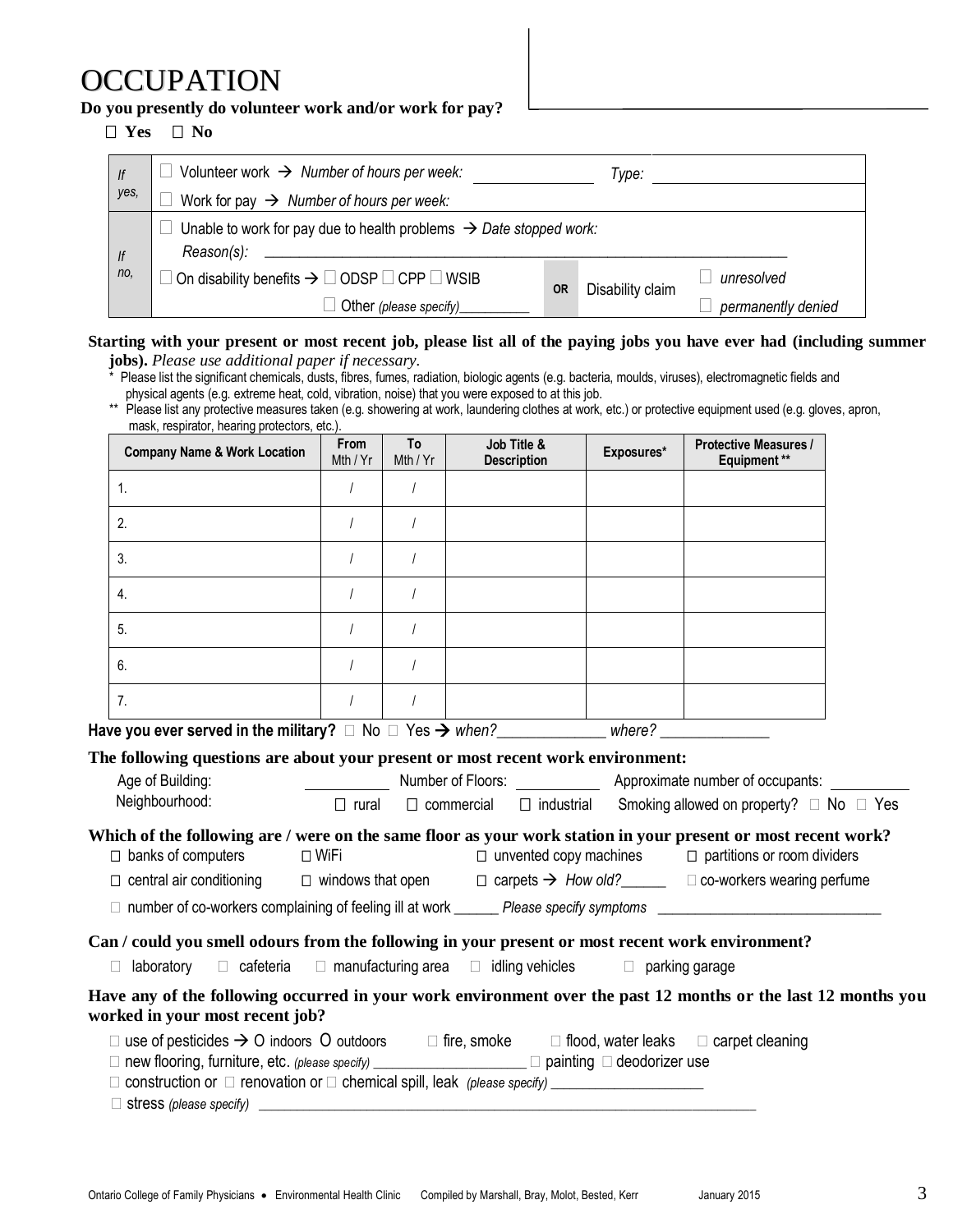# OCCUPATION

**Do you presently do volunteer work and/or work for pay?**

☐ **Yes** ☐ **No**

| | | | |
|---|---|---|---|
| *If yes,* | ☐ Volunteer work → *Number of hours per week:* ______ *Type:* ______ | | |
| | ☐ Work for pay → *Number of hours per week:* | | |
| *If no,* | ☐ Unable to work for pay due to health problems → *Date stopped work:* *Reason(s):* ______ | | |
| | ☐ On disability benefits → ☐ ODSP ☐ CPP ☐ WSIB ☐ Other *(please specify)*______ | **OR** Disability claim | ☐ *unresolved* ☐ *permanently denied* |

**Starting with your present or most recent job, please list all of the paying jobs you have ever had (including summer jobs).** *Please use additional paper if necessary.*

\* Please list the significant chemicals, dusts, fibres, fumes, radiation, biologic agents (e.g. bacteria, moulds, viruses), electromagnetic fields and physical agents (e.g. extreme heat, cold, vibration, noise) that you were exposed to at this job.

\*\* Please list any protective measures taken (e.g. showering at work, laundering clothes at work, etc.) or protective equipment used (e.g. gloves, apron, mask, respirator, hearing protectors, etc.).

| Company Name & Work Location | From Mth / Yr | To Mth / Yr | Job Title & Description | Exposures* | Protective Measures / Equipment ** |
|---|---|---|---|---|---|
| 1. | / | / | | | |
| 2. | / | / | | | |
| 3. | / | / | | | |
| 4. | / | / | | | |
| 5. | / | / | | | |
| 6. | / | / | | | |
| 7. | / | / | | | |

**Have you ever served in the military?** ☐ No ☐ Yes → *when?*______________ *where?* ______________

**The following questions are about your present or most recent work environment:**

Age of Building: ______ Number of Floors: ______ Approximate number of occupants: ______

Neighbourhood: ☐ rural ☐ commercial ☐ industrial Smoking allowed on property? ☐ No ☐ Yes

**Which of the following are / were on the same floor as your work station in your present or most recent work?**

☐ banks of computers ☐ WiFi ☐ unvented copy machines ☐ partitions or room dividers

☐ central air conditioning ☐ windows that open ☐ carpets → *How old?*______ ☐ co-workers wearing perfume

☐ number of co-workers complaining of feeling ill at work ______ *Please specify symptoms* ______________________________

**Can / could you smell odours from the following in your present or most recent work environment?**

☐ laboratory ☐ cafeteria ☐ manufacturing area ☐ idling vehicles ☐ parking garage

**Have any of the following occurred in your work environment over the past 12 months or the last 12 months you worked in your most recent job?**

☐ use of pesticides → O indoors O outdoors ☐ fire, smoke ☐ flood, water leaks ☐ carpet cleaning

☐ new flooring, furniture, etc. *(please specify)* ____________________ ☐ painting ☐ deodorizer use

☐ construction or ☐ renovation or ☐ chemical spill, leak *(please specify)* ____________________

☐ stress *(please specify)* ______________________________________________________________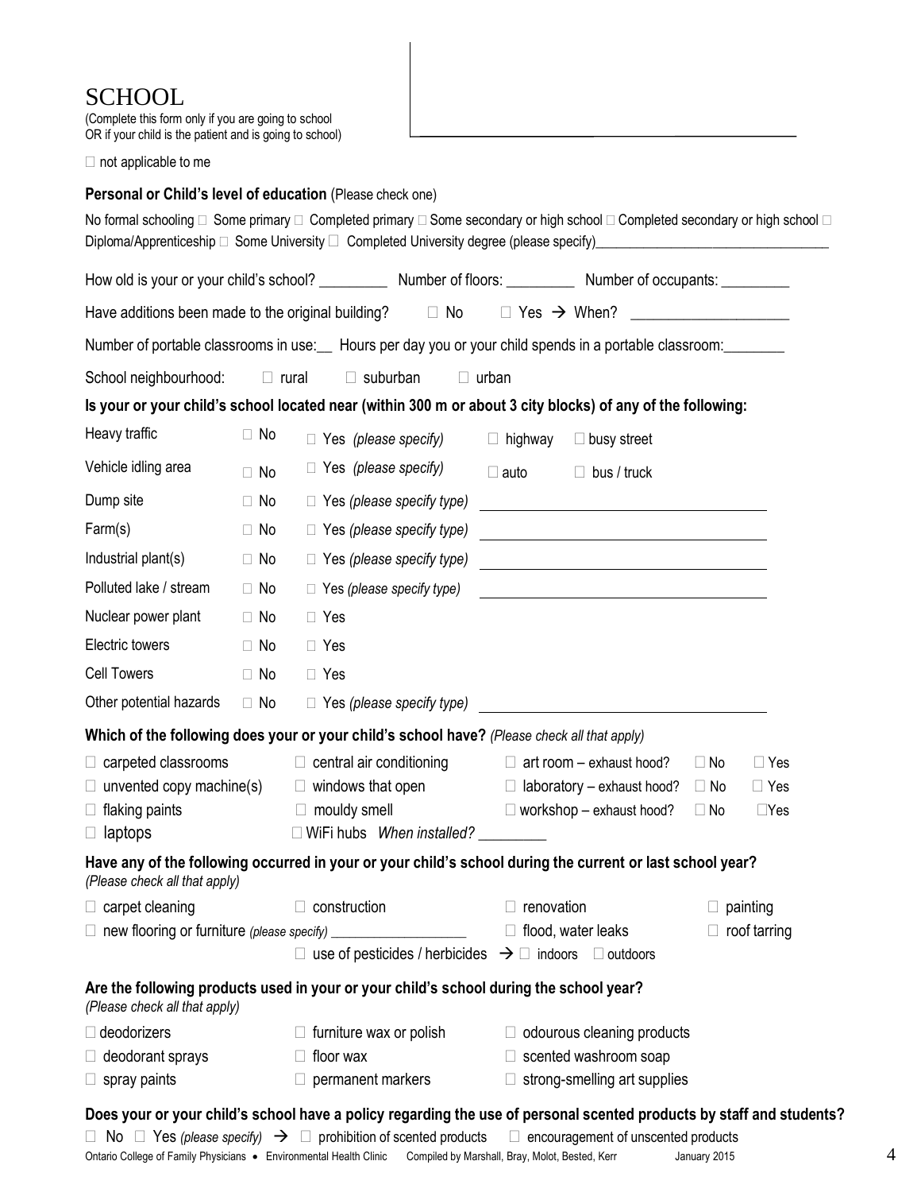# SCHOOL

(Complete this form only if you are going to school OR if your child is the patient and is going to school)

☐ not applicable to me

**Personal or Child's level of education** (Please check one)

No formal schooling ☐ Some primary ☐ Completed primary ☐ Some secondary or high school ☐ Completed secondary or high school ☐ Diploma/Apprenticeship ☐ Some University ☐ Completed University degree (please specify)\_\_\_\_\_\_\_\_\_\_\_\_\_\_\_\_\_\_\_\_\_\_\_\_\_\_\_\_

How old is your or your child's school? \_\_\_\_\_\_\_\_\_ Number of floors: \_\_\_\_\_\_\_\_\_ Number of occupants: \_\_\_\_\_\_\_\_\_

Have additions been made to the original building? ☐ No ☐ Yes → When? \_\_\_\_\_\_\_\_\_\_\_\_\_\_\_\_\_\_\_\_

Number of portable classrooms in use:\_\_ Hours per day you or your child spends in a portable classroom:\_\_\_\_\_\_\_\_

School neighbourhood: ☐ rural ☐ suburban ☐ urban

**Is your or your child's school located near (within 300 m or about 3 city blocks) of any of the following:**

| | | | |
|---|---|---|---|
| Heavy traffic | ☐ No | ☐ Yes *(please specify)* | ☐ highway ☐ busy street |
| Vehicle idling area | ☐ No | ☐ Yes *(please specify)* | ☐ auto ☐ bus / truck |
| Dump site | ☐ No | ☐ Yes *(please specify type)* | \_\_\_\_\_\_\_\_\_\_\_\_\_\_\_\_\_\_\_\_ |
| Farm(s) | ☐ No | ☐ Yes *(please specify type)* | \_\_\_\_\_\_\_\_\_\_\_\_\_\_\_\_\_\_\_\_ |
| Industrial plant(s) | ☐ No | ☐ Yes *(please specify type)* | \_\_\_\_\_\_\_\_\_\_\_\_\_\_\_\_\_\_\_\_ |
| Polluted lake / stream | ☐ No | ☐ Yes *(please specify type)* | \_\_\_\_\_\_\_\_\_\_\_\_\_\_\_\_\_\_\_\_ |
| Nuclear power plant | ☐ No | ☐ Yes | |
| Electric towers | ☐ No | ☐ Yes | |
| Cell Towers | ☐ No | ☐ Yes | |
| Other potential hazards | ☐ No | ☐ Yes *(please specify type)* | \_\_\_\_\_\_\_\_\_\_\_\_\_\_\_\_\_\_\_\_ |

**Which of the following does your or your child's school have?** *(Please check all that apply)*

| | | | | |
|---|---|---|---|---|
| ☐ carpeted classrooms | ☐ central air conditioning | ☐ art room – exhaust hood? | ☐ No | ☐ Yes |
| ☐ unvented copy machine(s) | ☐ windows that open | ☐ laboratory – exhaust hood? | ☐ No | ☐ Yes |
| ☐ flaking paints | ☐ mouldy smell | ☐ workshop – exhaust hood? | ☐ No | ☐ Yes |
| ☐ laptops | ☐ WiFi hubs *When installed?* \_\_\_\_\_\_\_\_\_ | | | |

**Have any of the following occurred in your or your child's school during the current or last school year?** *(Please check all that apply)*

☐ carpet cleaning ☐ construction ☐ renovation ☐ painting

☐ new flooring or furniture *(please specify)* \_\_\_\_\_\_\_\_\_\_\_\_\_\_\_\_\_\_ ☐ flood, water leaks ☐ roof tarring

☐ use of pesticides / herbicides → ☐ indoors ☐ outdoors

**Are the following products used in your or your child's school during the school year?** *(Please check all that apply)*

| | | |
|---|---|---|
| ☐ deodorizers | ☐ furniture wax or polish | ☐ odourous cleaning products |
| ☐ deodorant sprays | ☐ floor wax | ☐ scented washroom soap |
| ☐ spray paints | ☐ permanent markers | ☐ strong-smelling art supplies |

**Does your or your child's school have a policy regarding the use of personal scented products by staff and students?**

☐ No ☐ Yes *(please specify)* → ☐ prohibition of scented products ☐ encouragement of unscented products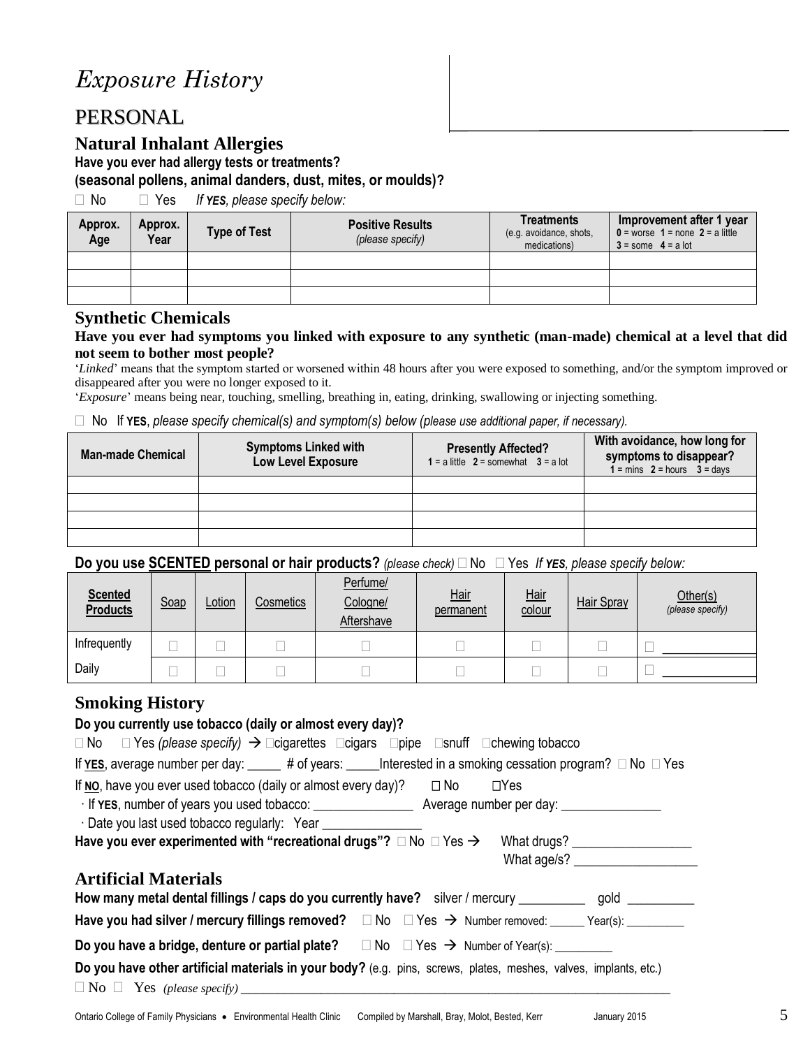# *Exposure History*

## PERSONAL

### Natural Inhalant Allergies

**Have you ever had allergy tests or treatments?**
**(seasonal pollens, animal danders, dust, mites, or moulds)?**

☐ No ☐ Yes *If **YES**, please specify below:*

| Approx. Age | Approx. Year | Type of Test | Positive Results *(please specify)* | Treatments (e.g. avoidance, shots, medications) | Improvement after 1 year **0** = worse **1** = none **2** = a little **3** = some **4** = a lot |
|---|---|---|---|---|---|
| | | | | | |
| | | | | | |
| | | | | | |

### Synthetic Chemicals

**Have you ever had symptoms you linked with exposure to any synthetic (man-made) chemical at a level that did not seem to bother most people?**

'*Linked*' means that the symptom started or worsened within 48 hours after you were exposed to something, and/or the symptom improved or disappeared after you were no longer exposed to it.

'*Exposure*' means being near, touching, smelling, breathing in, eating, drinking, swallowing or injecting something.

☐ No If **YES**, *please specify chemical(s) and symptom(s) below (please use additional paper, if necessary).*

| Man-made Chemical | Symptoms Linked with Low Level Exposure | Presently Affected? **1** = a little **2** = somewhat **3** = a lot | With avoidance, how long for symptoms to disappear? **1** = mins **2** = hours **3** = days |
|---|---|---|---|
| | | | |
| | | | |
| | | | |
| | | | |

**Do you use SCENTED personal or hair products?** *(please check)* ☐ No ☐ Yes *If **YES**, please specify below:*

| Scented Products | Soap | Lotion | Cosmetics | Perfume/ Cologne/ Aftershave | Hair permanent | Hair colour | Hair Spray | Other(s) *(please specify)* |
|---|---|---|---|---|---|---|---|---|
| Infrequently | ☐ | ☐ | ☐ | ☐ | ☐ | ☐ | ☐ | ☐ ______________ |
| Daily | ☐ | ☐ | ☐ | ☐ | ☐ | ☐ | ☐ | ☐ ______________ |

### Smoking History

**Do you currently use tobacco (daily or almost every day)?**

☐ No ☐ Yes *(please specify)* → ☐cigarettes ☐cigars ☐pipe ☐snuff ☐chewing tobacco

If **YES**, average number per day: _____ # of years: _____Interested in a smoking cessation program? ☐ No ☐ Yes

If **NO**, have you ever used tobacco (daily or almost every day)? ☐ No ☐Yes

· If **YES**, number of years you used tobacco: _______________ Average number per day: _______________

· Date you last used tobacco regularly: Year _______________

**Have you ever experimented with "recreational drugs"?** ☐ No ☐ Yes → What drugs? __________________
What age/s? __________________

### Artificial Materials

**How many metal dental fillings / caps do you currently have?** silver / mercury __________ gold __________

**Have you had silver / mercury fillings removed?** ☐ No ☐ Yes → Number removed: ______ Year(s): __________

**Do you have a bridge, denture or partial plate?** ☐ No ☐ Yes → Number of Year(s): __________

**Do you have other artificial materials in your body?** (e.g. pins, screws, plates, meshes, valves, implants, etc.)

☐ No ☐ Yes *(please specify)* ________________________________________________________________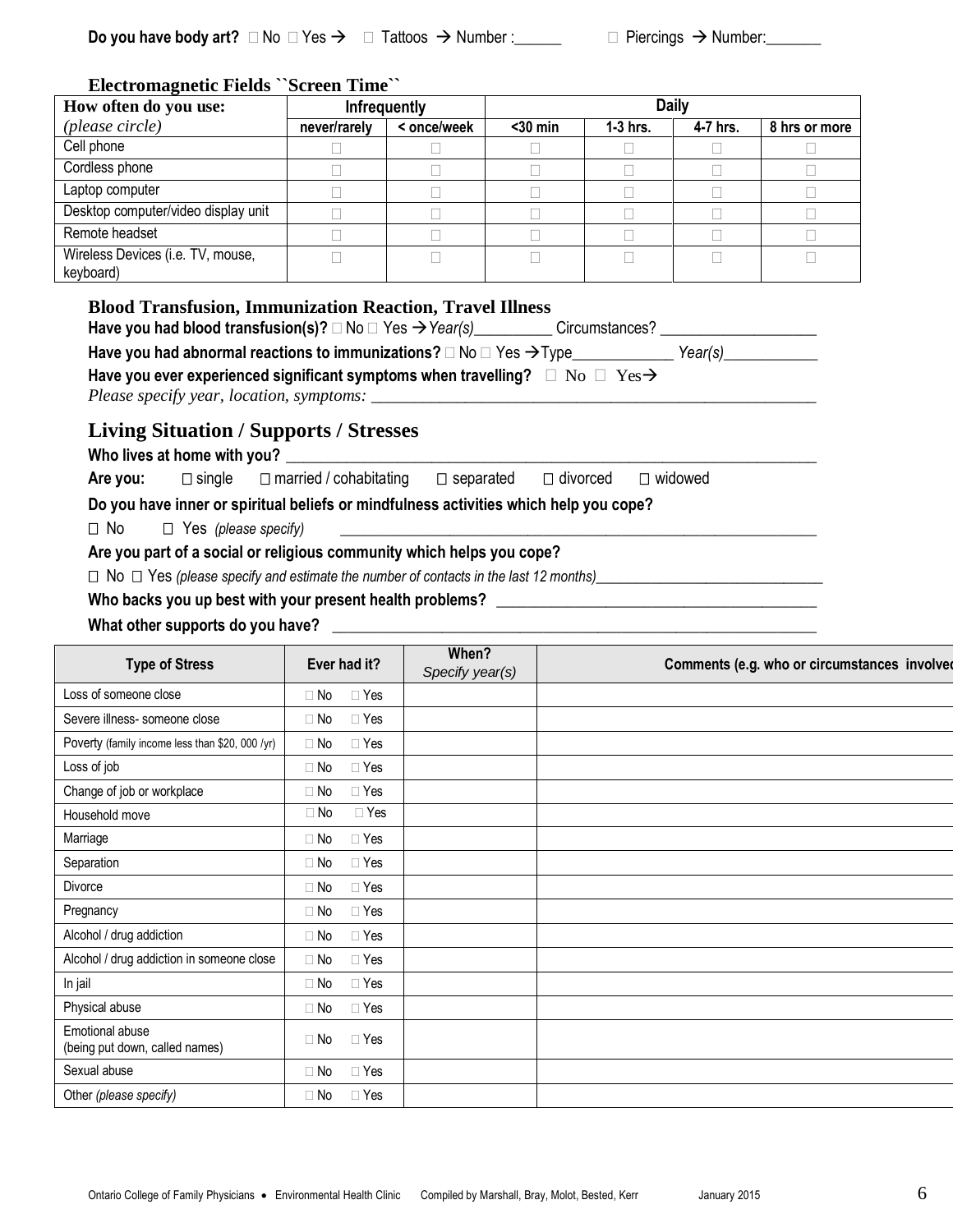**Do you have body art?** ☐ No ☐ Yes → ☐ Tattoos → Number :______ ☐ Piercings → Number:_______

## Electromagnetic Fields ``Screen Time``

| How often do you use: | Infrequently | | Daily | | | |
|---|---|---|---|---|---|---|
| *(please circle)* | never/rarely | < once/week | <30 min | 1-3 hrs. | 4-7 hrs. | 8 hrs or more |
| Cell phone | ☐ | ☐ | ☐ | ☐ | ☐ | ☐ |
| Cordless phone | ☐ | ☐ | ☐ | ☐ | ☐ | ☐ |
| Laptop computer | ☐ | ☐ | ☐ | ☐ | ☐ | ☐ |
| Desktop computer/video display unit | ☐ | ☐ | ☐ | ☐ | ☐ | ☐ |
| Remote headset | ☐ | ☐ | ☐ | ☐ | ☐ | ☐ |
| Wireless Devices (i.e. TV, mouse, keyboard) | ☐ | ☐ | ☐ | ☐ | ☐ | ☐ |

## Blood Transfusion, Immunization Reaction, Travel Illness

**Have you had blood transfusion(s)?** ☐ No ☐ Yes → *Year(s)*__________ Circumstances? ___________________

**Have you had abnormal reactions to immunizations?** ☐ No ☐ Yes → Type____________ *Year(s)*____________

**Have you ever experienced significant symptoms when travelling?** ☐ No ☐ Yes→

*Please specify year, location, symptoms:* _______________________________________________________

## Living Situation / Supports / Stresses

**Who lives at home with you?** _______________________________________________________________

**Are you:** ☐ single ☐ married / cohabitating ☐ separated ☐ divorced ☐ widowed

**Do you have inner or spiritual beliefs or mindfulness activities which help you cope?**

☐ No ☐ Yes *(please specify)* _______________________________________________________

**Are you part of a social or religious community which helps you cope?**

☐ No ☐ Yes *(please specify and estimate the number of contacts in the last 12 months)*______________________________

**Who backs you up best with your present health problems?** ________________________________________

**What other supports do you have?** _____________________________________________________________

| Type of Stress | Ever had it? | When? *Specify year(s)* | Comments (e.g. who or circumstances involved |
|---|---|---|---|
| Loss of someone close | ☐ No ☐ Yes | | |
| Severe illness- someone close | ☐ No ☐ Yes | | |
| Poverty (family income less than $20, 000 /yr) | ☐ No ☐ Yes | | |
| Loss of job | ☐ No ☐ Yes | | |
| Change of job or workplace | ☐ No ☐ Yes | | |
| Household move | ☐ No ☐ Yes | | |
| Marriage | ☐ No ☐ Yes | | |
| Separation | ☐ No ☐ Yes | | |
| Divorce | ☐ No ☐ Yes | | |
| Pregnancy | ☐ No ☐ Yes | | |
| Alcohol / drug addiction | ☐ No ☐ Yes | | |
| Alcohol / drug addiction in someone close | ☐ No ☐ Yes | | |
| In jail | ☐ No ☐ Yes | | |
| Physical abuse | ☐ No ☐ Yes | | |
| Emotional abuse (being put down, called names) | ☐ No ☐ Yes | | |
| Sexual abuse | ☐ No ☐ Yes | | |
| Other *(please specify)* | ☐ No ☐ Yes | | |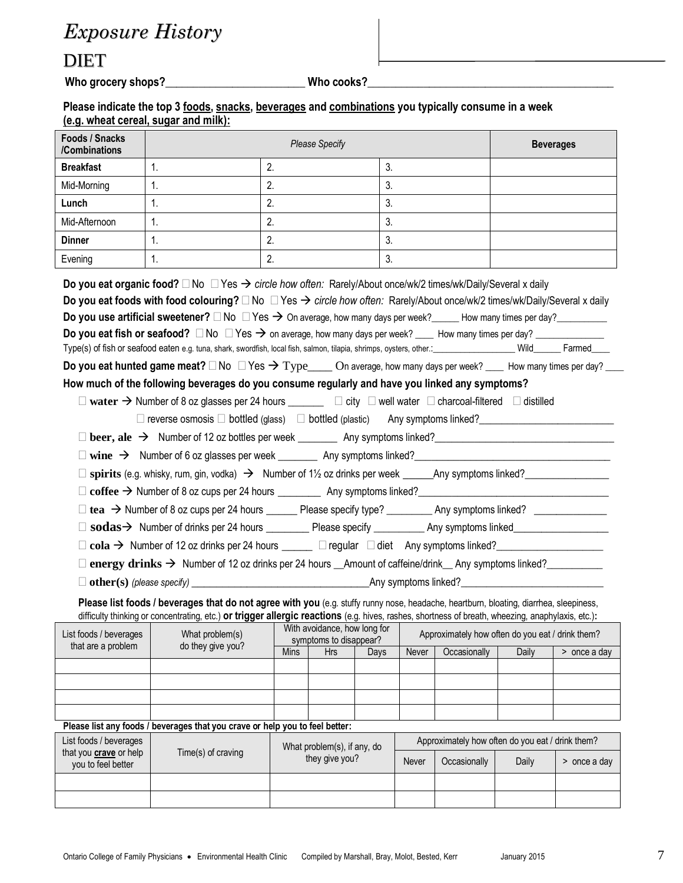# *Exposure History*

## DIET

**Who grocery shops?\_\_\_\_\_\_\_\_\_\_\_\_\_\_\_\_\_\_\_\_\_\_\_\_\_ Who cooks?\_\_\_\_\_\_\_\_\_\_\_\_\_\_\_\_\_\_\_\_\_\_\_\_\_\_\_\_\_\_\_\_\_\_\_\_\_\_\_\_\_\_\_\_**

**Please indicate the top 3 foods, snacks, beverages and combinations you typically consume in a week (e.g. wheat cereal, sugar and milk):**

| Foods / Snacks /Combinations | *Please Specify* | | | Beverages |
|---|---|---|---|---|
| **Breakfast** | 1. | 2. | 3. | |
| Mid-Morning | 1. | 2. | 3. | |
| **Lunch** | 1. | 2. | 3. | |
| Mid-Afternoon | 1. | 2. | 3. | |
| **Dinner** | 1. | 2. | 3. | |
| Evening | 1. | 2. | 3. | |

**Do you eat organic food?** ☐ No ☐ Yes → *circle how often:* Rarely/About once/wk/2 times/wk/Daily/Several x daily

**Do you eat foods with food colouring?** ☐ No ☐ Yes → *circle how often:* Rarely/About once/wk/2 times/wk/Daily/Several x daily

**Do you use artificial sweetener?** ☐ No ☐ Yes → On average, how many days per week?\_\_\_\_\_\_ How many times per day?\_\_\_\_\_\_\_\_\_\_\_

**Do you eat fish or seafood?** ☐ No ☐ Yes → on average, how many days per week? \_\_\_\_ How many times per day? \_\_\_\_\_\_\_\_\_\_\_\_\_\_

Type(s) of fish or seafood eaten e.g. tuna, shark, swordfish, local fish, salmon, tilapia, shrimps, oysters, other.:\_\_\_\_\_\_\_\_\_\_\_\_\_\_\_\_\_\_ Wild\_\_\_\_\_\_ Farmed\_\_\_\_

**Do you eat hunted game meat?** ☐ No ☐ Yes → Type\_\_\_\_\_ On average, how many days per week? \_\_\_\_ How many times per day? \_\_\_\_

**How much of the following beverages do you consume regularly and have you linked any symptoms?**

- ☐ **water** → Number of 8 oz glasses per 24 hours \_\_\_\_\_\_\_ ☐ city ☐ well water ☐ charcoal-filtered ☐ distilled ☐ reverse osmosis ☐ bottled (glass) ☐ bottled (plastic) Any symptoms linked?\_\_\_\_\_\_\_\_\_\_\_\_\_\_\_\_\_\_\_\_\_\_\_\_\_\_
- ☐ **beer, ale** → Number of 12 oz bottles per week \_\_\_\_\_\_\_\_ Any symptoms linked?\_\_\_\_\_\_\_\_\_\_\_\_\_\_\_\_\_\_\_\_\_\_\_\_\_\_\_\_\_\_\_\_\_\_\_
- ☐ **wine** → Number of 6 oz glasses per week \_\_\_\_\_\_\_\_ Any symptoms linked?\_\_\_\_\_\_\_\_\_\_\_\_\_\_\_\_\_\_\_\_\_\_\_\_\_\_\_\_\_\_\_\_\_\_\_\_\_
- ☐ **spirits** (e.g. whisky, rum, gin, vodka) → Number of 1½ oz drinks per week \_\_\_\_\_\_Any symptoms linked?\_\_\_\_\_\_\_\_\_\_\_\_\_\_\_\_\_
- ☐ **coffee** → Number of 8 oz cups per 24 hours \_\_\_\_\_\_\_\_\_ Any symptoms linked?\_\_\_\_\_\_\_\_\_\_\_\_\_\_\_\_\_\_\_\_\_\_\_\_\_\_\_\_\_\_\_\_\_\_\_\_
- ☐ **tea** → Number of 8 oz cups per 24 hours \_\_\_\_\_\_ Please specify type? \_\_\_\_\_\_\_\_\_ Any symptoms linked? \_\_\_\_\_\_\_\_\_\_\_\_\_\_
- ☐ **sodas** → Number of drinks per 24 hours \_\_\_\_\_\_\_\_\_ Please specify \_\_\_\_\_\_\_\_\_\_ Any symptoms linked\_\_\_\_\_\_\_\_\_\_\_\_\_\_\_\_\_\_\_
- ☐ **cola** → Number of 12 oz drinks per 24 hours \_\_\_\_\_\_ ☐ regular ☐ diet Any symptoms linked?\_\_\_\_\_\_\_\_\_\_\_\_\_\_\_\_\_\_\_\_\_
- ☐ **energy drinks** → Number of 12 oz drinks per 24 hours \_\_Amount of caffeine/drink\_\_ Any symptoms linked?\_\_\_\_\_\_\_\_\_\_\_
- ☐ **other(s)** *(please specify)* \_\_\_\_\_\_\_\_\_\_\_\_\_\_\_\_\_\_\_\_\_\_\_\_\_\_\_\_\_\_\_\_\_\_\_Any symptoms linked?\_\_\_\_\_\_\_\_\_\_\_\_\_\_\_\_\_\_\_\_\_\_\_\_\_\_\_\_

**Please list foods / beverages that do not agree with you** (e.g. stuffy runny nose, headache, heartburn, bloating, diarrhea, sleepiness, difficulty thinking or concentrating, etc.) **or trigger allergic reactions** (e.g. hives, rashes, shortness of breath, wheezing, anaphylaxis, etc.)**:**

| List foods / beverages that are a problem | What problem(s) do they give you? | With avoidance, how long for symptoms to disappear? | | | Approximately how often do you eat / drink them? | | | |
|---|---|---|---|---|---|---|---|---|
| | | Mins | Hrs | Days | Never | Occasionally | Daily | > once a day |
| | | | | | | | | |
| | | | | | | | | |
| | | | | | | | | |
| | | | | | | | | |

**Please list any foods / beverages that you crave or help you to feel better:**

| List foods / beverages that you **crave** or help you to feel better | Time(s) of craving | What problem(s), if any, do they give you? | Approximately how often do you eat / drink them? | | | |
|---|---|---|---|---|---|---|
| | | | Never | Occasionally | Daily | > once a day |
| | | | | | | |
| | | | | | | |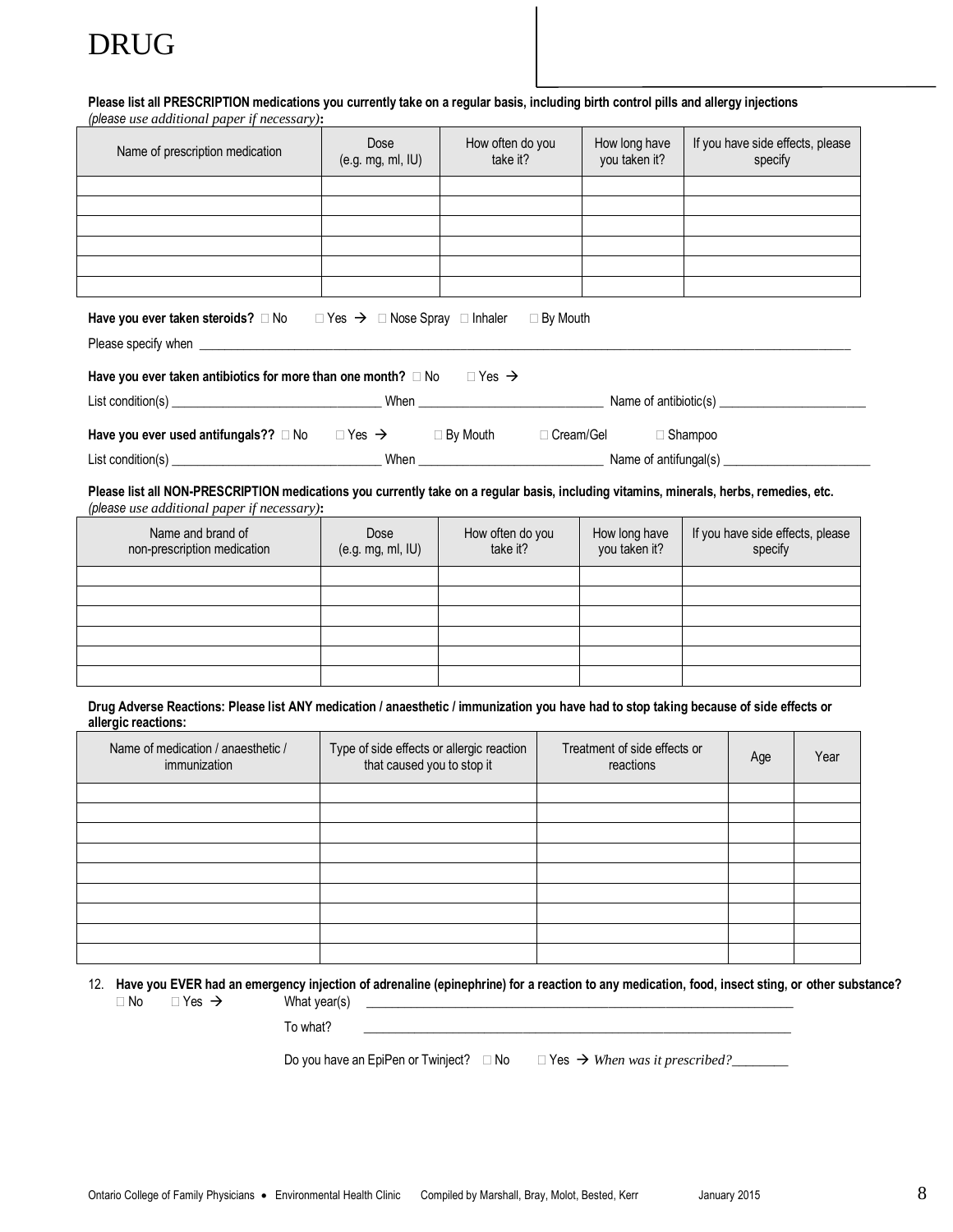# DRUG

**Please list all PRESCRIPTION medications you currently take on a regular basis, including birth control pills and allergy injections**
*(please use additional paper if necessary)***:**

| Name of prescription medication | Dose (e.g. mg, ml, IU) | How often do you take it? | How long have you taken it? | If you have side effects, please specify |
|---|---|---|---|---|
| | | | | |
| | | | | |
| | | | | |
| | | | | |
| | | | | |
| | | | | |

**Have you ever taken steroids?** □ No □ Yes → □ Nose Spray □ Inhaler □ By Mouth

Please specify when ___________________________________________

**Have you ever taken antibiotics for more than one month?** □ No □ Yes →

List condition(s) ____________________ When ____________________ Name of antibiotic(s) ____________________

**Have you ever used antifungals??** □ No □ Yes → □ By Mouth □ Cream/Gel □ Shampoo

List condition(s) ____________________ When ____________________ Name of antifungal(s) ____________________

**Please list all NON-PRESCRIPTION medications you currently take on a regular basis, including vitamins, minerals, herbs, remedies, etc.**
*(please use additional paper if necessary)***:**

| Name and brand of non-prescription medication | Dose (e.g. mg, ml, IU) | How often do you take it? | How long have you taken it? | If you have side effects, please specify |
|---|---|---|---|---|
| | | | | |
| | | | | |
| | | | | |
| | | | | |
| | | | | |
| | | | | |

**Drug Adverse Reactions: Please list ANY medication / anaesthetic / immunization you have had to stop taking because of side effects or allergic reactions:**

| Name of medication / anaesthetic / immunization | Type of side effects or allergic reaction that caused you to stop it | Treatment of side effects or reactions | Age | Year |
|---|---|---|---|---|
| | | | | |
| | | | | |
| | | | | |
| | | | | |
| | | | | |
| | | | | |
| | | | | |
| | | | | |
| | | | | |

12. **Have you EVER had an emergency injection of adrenaline (epinephrine) for a reaction to any medication, food, insect sting, or other substance?**
□ No □ Yes → What year(s) ____________________

To what? ____________________

Do you have an EpiPen or Twinject? □ No □ Yes → *When was it prescribed?________*

Ontario College of Family Physicians • Environmental Health Clinic Compiled by Marshall, Bray, Molot, Bested, Kerr January 2015